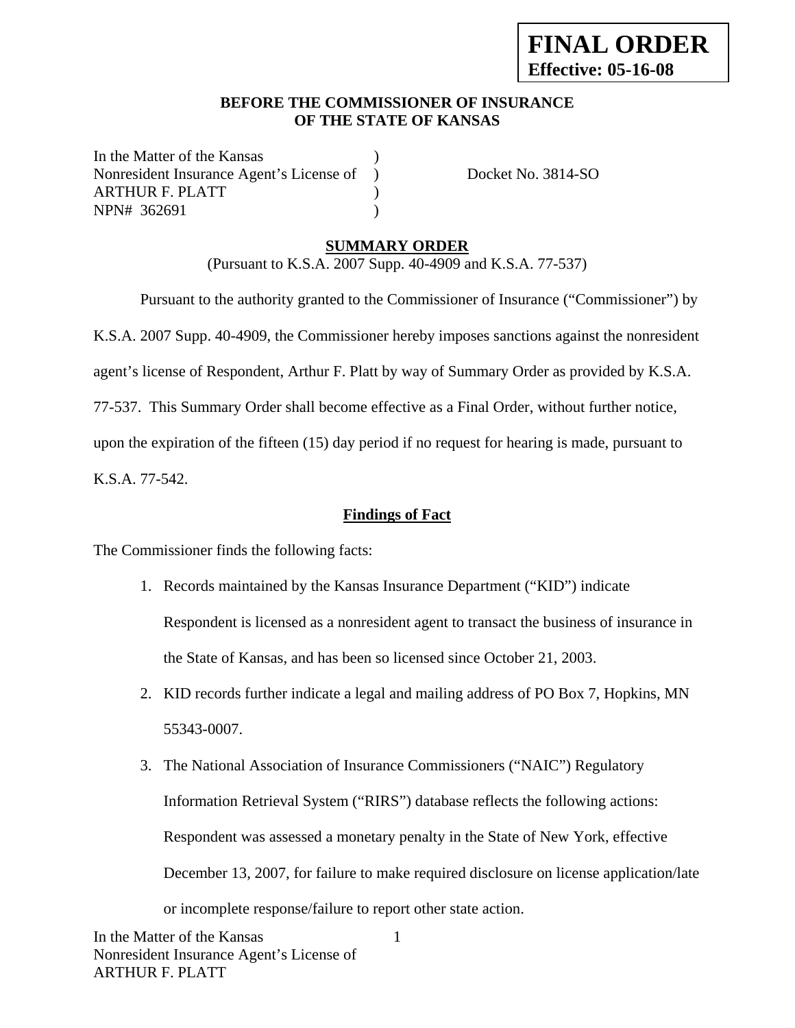**FINAL ORDER**
**Effective: 05-16-08**

**BEFORE THE COMMISSIONER OF INSURANCE**
**OF THE STATE OF KANSAS**

| | | |
|---|---|---|
| In the Matter of the Kansas | ) | |
| Nonresident Insurance Agent's License of | ) | Docket No. 3814-SO |
| ARTHUR F. PLATT | ) | |
| NPN# 362691 | ) | |

**SUMMARY ORDER**

(Pursuant to K.S.A. 2007 Supp. 40-4909 and K.S.A. 77-537)

Pursuant to the authority granted to the Commissioner of Insurance ("Commissioner") by K.S.A. 2007 Supp. 40-4909, the Commissioner hereby imposes sanctions against the nonresident agent's license of Respondent, Arthur F. Platt by way of Summary Order as provided by K.S.A. 77-537. This Summary Order shall become effective as a Final Order, without further notice, upon the expiration of the fifteen (15) day period if no request for hearing is made, pursuant to K.S.A. 77-542.

**Findings of Fact**

The Commissioner finds the following facts:

1. Records maintained by the Kansas Insurance Department ("KID") indicate Respondent is licensed as a nonresident agent to transact the business of insurance in the State of Kansas, and has been so licensed since October 21, 2003.
2. KID records further indicate a legal and mailing address of PO Box 7, Hopkins, MN 55343-0007.
3. The National Association of Insurance Commissioners ("NAIC") Regulatory Information Retrieval System ("RIRS") database reflects the following actions: Respondent was assessed a monetary penalty in the State of New York, effective December 13, 2007, for failure to make required disclosure on license application/late or incomplete response/failure to report other state action.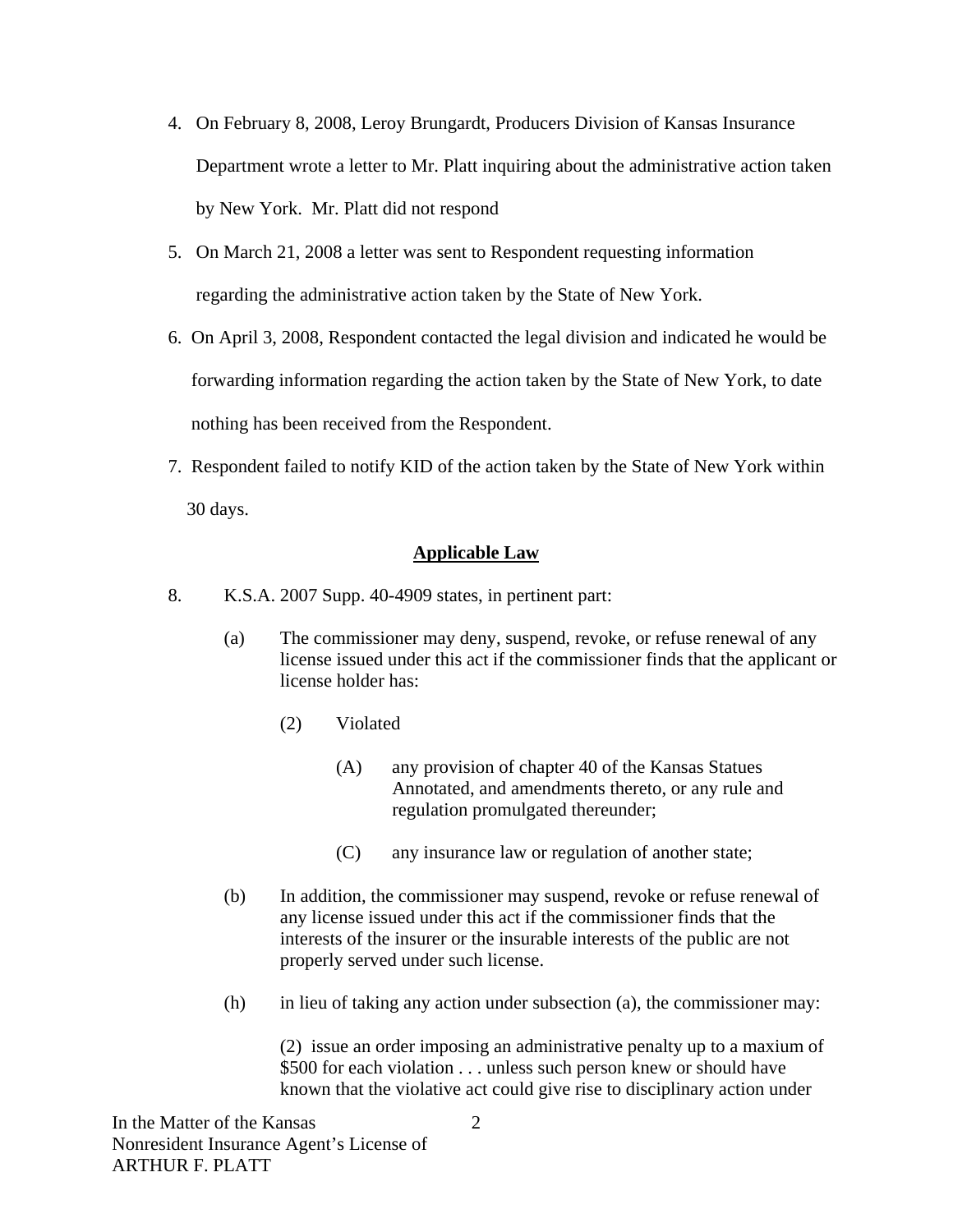4. On February 8, 2008, Leroy Brungardt, Producers Division of Kansas Insurance Department wrote a letter to Mr. Platt inquiring about the administrative action taken by New York. Mr. Platt did not respond

5. On March 21, 2008 a letter was sent to Respondent requesting information regarding the administrative action taken by the State of New York.

6. On April 3, 2008, Respondent contacted the legal division and indicated he would be forwarding information regarding the action taken by the State of New York, to date nothing has been received from the Respondent.

7. Respondent failed to notify KID of the action taken by the State of New York within 30 days.

## Applicable Law

8. K.S.A. 2007 Supp. 40-4909 states, in pertinent part:

   (a) The commissioner may deny, suspend, revoke, or refuse renewal of any license issued under this act if the commissioner finds that the applicant or license holder has:

      (2) Violated

         (A) any provision of chapter 40 of the Kansas Statues Annotated, and amendments thereto, or any rule and regulation promulgated thereunder;

         (C) any insurance law or regulation of another state;

   (b) In addition, the commissioner may suspend, revoke or refuse renewal of any license issued under this act if the commissioner finds that the interests of the insurer or the insurable interests of the public are not properly served under such license.

   (h) in lieu of taking any action under subsection (a), the commissioner may:

      (2) issue an order imposing an administrative penalty up to a maxium of $500 for each violation . . . unless such person knew or should have known that the violative act could give rise to disciplinary action under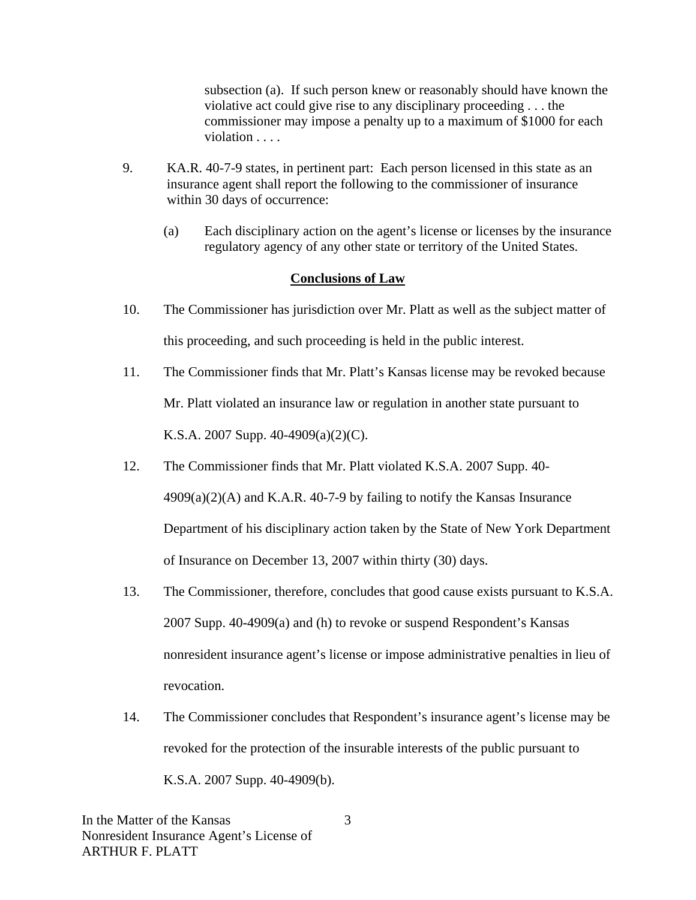subsection (a). If such person knew or reasonably should have known the violative act could give rise to any disciplinary proceeding . . . the commissioner may impose a penalty up to a maximum of $1000 for each violation . . . .

9. KA.R. 40-7-9 states, in pertinent part: Each person licensed in this state as an insurance agent shall report the following to the commissioner of insurance within 30 days of occurrence:

   (a) Each disciplinary action on the agent's license or licenses by the insurance regulatory agency of any other state or territory of the United States.

## Conclusions of Law

10. The Commissioner has jurisdiction over Mr. Platt as well as the subject matter of this proceeding, and such proceeding is held in the public interest.

11. The Commissioner finds that Mr. Platt's Kansas license may be revoked because Mr. Platt violated an insurance law or regulation in another state pursuant to K.S.A. 2007 Supp. 40-4909(a)(2)(C).

12. The Commissioner finds that Mr. Platt violated K.S.A. 2007 Supp. 40-4909(a)(2)(A) and K.A.R. 40-7-9 by failing to notify the Kansas Insurance Department of his disciplinary action taken by the State of New York Department of Insurance on December 13, 2007 within thirty (30) days.

13. The Commissioner, therefore, concludes that good cause exists pursuant to K.S.A. 2007 Supp. 40-4909(a) and (h) to revoke or suspend Respondent's Kansas nonresident insurance agent's license or impose administrative penalties in lieu of revocation.

14. The Commissioner concludes that Respondent's insurance agent's license may be revoked for the protection of the insurable interests of the public pursuant to K.S.A. 2007 Supp. 40-4909(b).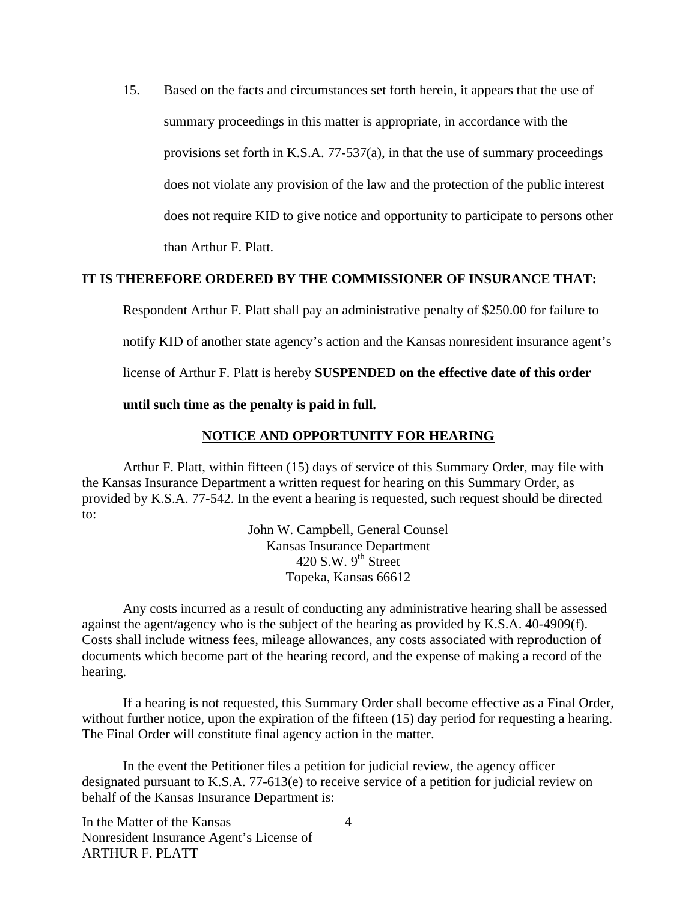15. Based on the facts and circumstances set forth herein, it appears that the use of summary proceedings in this matter is appropriate, in accordance with the provisions set forth in K.S.A. 77-537(a), in that the use of summary proceedings does not violate any provision of the law and the protection of the public interest does not require KID to give notice and opportunity to participate to persons other than Arthur F. Platt.

**IT IS THEREFORE ORDERED BY THE COMMISSIONER OF INSURANCE THAT:**

Respondent Arthur F. Platt shall pay an administrative penalty of $250.00 for failure to notify KID of another state agency's action and the Kansas nonresident insurance agent's license of Arthur F. Platt is hereby **SUSPENDED on the effective date of this order until such time as the penalty is paid in full.**

## NOTICE AND OPPORTUNITY FOR HEARING

Arthur F. Platt, within fifteen (15) days of service of this Summary Order, may file with the Kansas Insurance Department a written request for hearing on this Summary Order, as provided by K.S.A. 77-542. In the event a hearing is requested, such request should be directed to:

John W. Campbell, General Counsel
Kansas Insurance Department
420 S.W. 9th Street
Topeka, Kansas 66612

Any costs incurred as a result of conducting any administrative hearing shall be assessed against the agent/agency who is the subject of the hearing as provided by K.S.A. 40-4909(f). Costs shall include witness fees, mileage allowances, any costs associated with reproduction of documents which become part of the hearing record, and the expense of making a record of the hearing.

If a hearing is not requested, this Summary Order shall become effective as a Final Order, without further notice, upon the expiration of the fifteen (15) day period for requesting a hearing. The Final Order will constitute final agency action in the matter.

In the event the Petitioner files a petition for judicial review, the agency officer designated pursuant to K.S.A. 77-613(e) to receive service of a petition for judicial review on behalf of the Kansas Insurance Department is: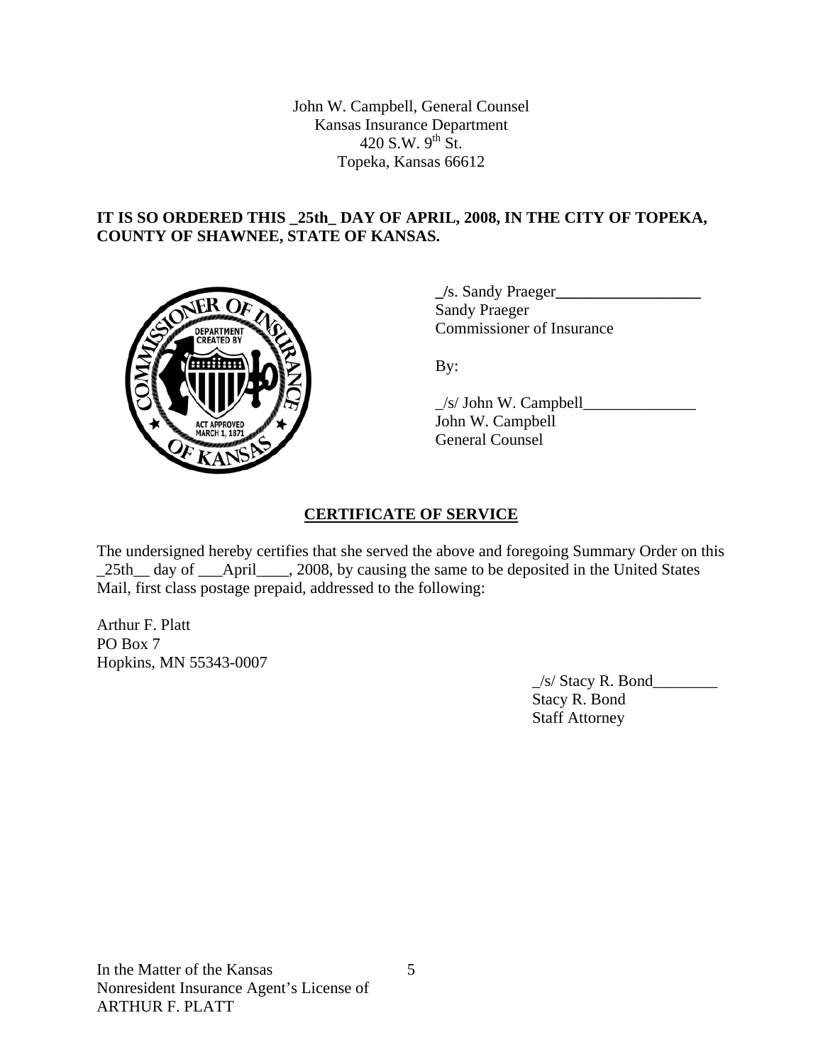John W. Campbell, General Counsel
Kansas Insurance Department
420 S.W. 9th St.
Topeka, Kansas 66612

**IT IS SO ORDERED THIS _25th_ DAY OF APRIL, 2008, IN THE CITY OF TOPEKA, COUNTY OF SHAWNEE, STATE OF KANSAS.**

_/s. Sandy Praeger__________________
Sandy Praeger
Commissioner of Insurance

By:

_/s/ John W. Campbell______________
John W. Campbell
General Counsel

## CERTIFICATE OF SERVICE

The undersigned hereby certifies that she served the above and foregoing Summary Order on this _25th__ day of ___April____, 2008, by causing the same to be deposited in the United States Mail, first class postage prepaid, addressed to the following:

Arthur F. Platt
PO Box 7
Hopkins, MN 55343-0007

_/s/ Stacy R. Bond________
Stacy R. Bond
Staff Attorney